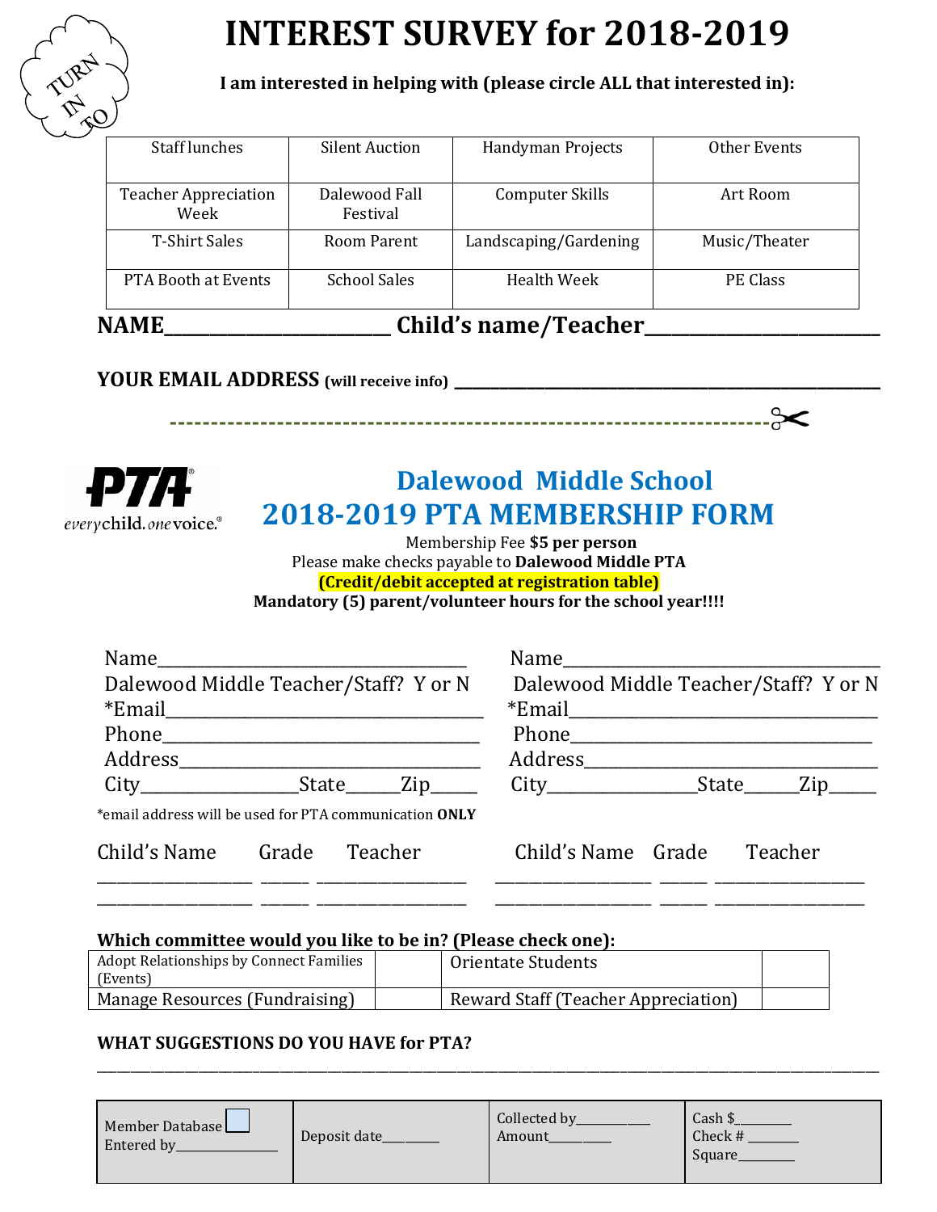TURN IN TO

# INTEREST SURVEY for 2018-2019

**I am interested in helping with (please circle ALL that interested in):**

| Staff lunches | Silent Auction | Handyman Projects | Other Events |
|---|---|---|---|
| Teacher Appreciation Week | Dalewood Fall Festival | Computer Skills | Art Room |
| T-Shirt Sales | Room Parent | Landscaping/Gardening | Music/Theater |
| PTA Booth at Events | School Sales | Health Week | PE Class |

**NAME**\_\_\_\_\_\_\_\_\_\_\_\_\_\_\_\_\_\_\_\_\_\_\_\_ **Child's name/Teacher**\_\_\_\_\_\_\_\_\_\_\_\_\_\_\_\_\_\_\_\_\_\_\_\_

**YOUR EMAIL ADDRESS** **(will receive info)** \_\_\_\_\_\_\_\_\_\_\_\_\_\_\_\_\_\_\_\_\_\_\_\_\_\_\_\_\_\_\_\_\_\_\_\_\_\_\_\_\_\_\_\_

---

PTA everychild. onevoice.

## Dalewood Middle School
## 2018-2019 PTA MEMBERSHIP FORM

Membership Fee **$5 per person**
Please make checks payable to **Dalewood Middle PTA**
**(Credit/debit accepted at registration table)**
**Mandatory (5) parent/volunteer hours for the school year!!!!**

Name\_\_\_\_\_\_\_\_\_\_\_\_\_\_\_\_\_\_\_\_\_\_\_\_\_\_\_\_\_\_\_\_\_\_
Dalewood Middle Teacher/Staff? Y or N
*Email\_\_\_\_\_\_\_\_\_\_\_\_\_\_\_\_\_\_\_\_\_\_\_\_\_\_\_\_\_\_\_\_\_\_
Phone\_\_\_\_\_\_\_\_\_\_\_\_\_\_\_\_\_\_\_\_\_\_\_\_\_\_\_\_\_\_\_\_\_\_
Address\_\_\_\_\_\_\_\_\_\_\_\_\_\_\_\_\_\_\_\_\_\_\_\_\_\_\_\_\_\_\_\_
City\_\_\_\_\_\_\_\_\_\_\_\_\_\_\_\_State\_\_\_\_\_\_Zip\_\_\_\_\_

Name\_\_\_\_\_\_\_\_\_\_\_\_\_\_\_\_\_\_\_\_\_\_\_\_\_\_\_\_\_\_\_\_\_\_
Dalewood Middle Teacher/Staff? Y or N
*Email\_\_\_\_\_\_\_\_\_\_\_\_\_\_\_\_\_\_\_\_\_\_\_\_\_\_\_\_\_\_\_\_\_\_
Phone\_\_\_\_\_\_\_\_\_\_\_\_\_\_\_\_\_\_\_\_\_\_\_\_\_\_\_\_\_\_\_\_\_\_
Address\_\_\_\_\_\_\_\_\_\_\_\_\_\_\_\_\_\_\_\_\_\_\_\_\_\_\_\_\_\_\_\_
City\_\_\_\_\_\_\_\_\_\_\_\_\_\_\_\_State\_\_\_\_\_\_Zip\_\_\_\_\_

*email address will be used for PTA communication **ONLY**

| Child's Name | Grade | Teacher | Child's Name | Grade | Teacher |
|---|---|---|---|---|---|
| | | | | | |
| | | | | | |

**Which committee would you like to be in? (Please check one):**

| Adopt Relationships by Connect Families (Events) | | Orientate Students | |
|---|---|---|---|
| Manage Resources (Fundraising) | | Reward Staff (Teacher Appreciation) | |

**WHAT SUGGESTIONS DO YOU HAVE for PTA?**

\_\_\_\_\_\_\_\_\_\_\_\_\_\_\_\_\_\_\_\_\_\_\_\_\_\_\_\_\_\_\_\_\_\_\_\_\_\_\_\_\_\_\_\_\_\_\_\_\_\_\_\_\_\_\_\_\_\_\_\_\_\_\_\_\_\_\_\_\_\_\_\_\_\_\_\_

| Member Database ☐ Entered by\_\_\_\_\_\_\_\_\_\_\_\_\_\_ | Deposit date\_\_\_\_\_\_\_\_ | Collected by\_\_\_\_\_\_\_\_\_\_ Amount\_\_\_\_\_\_\_\_\_ | Cash $\_\_\_\_\_\_\_\_ Check # \_\_\_\_\_\_\_ Square\_\_\_\_\_\_\_\_ |
|---|---|---|---|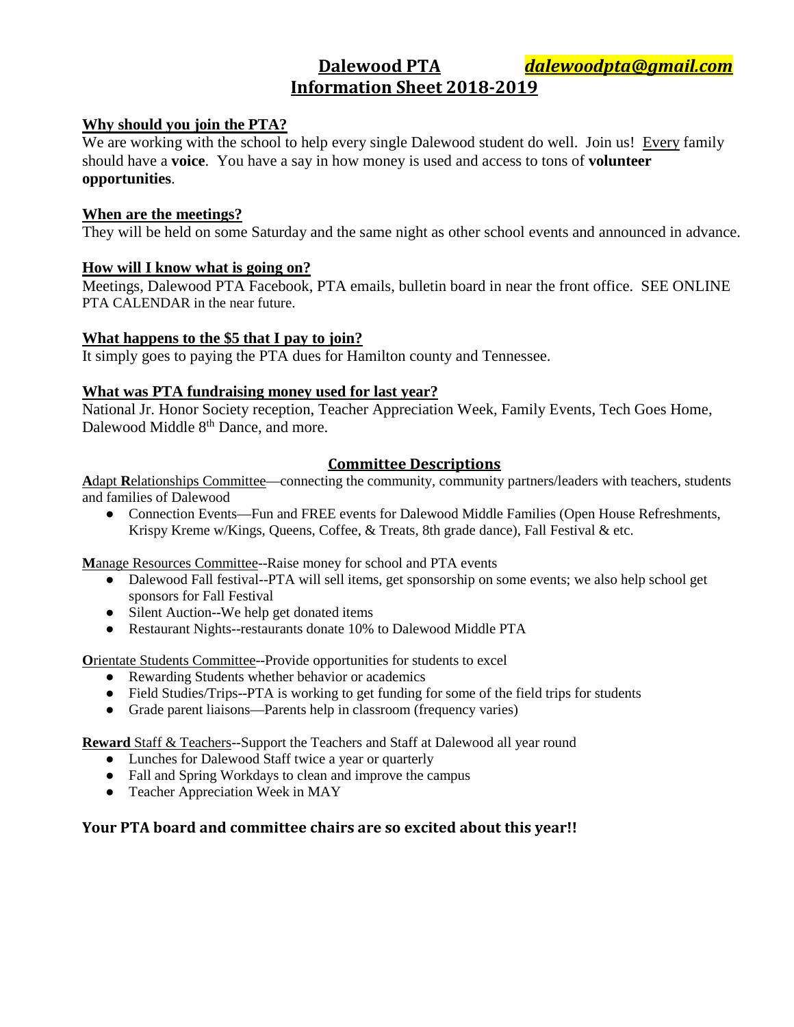# Dalewood PTA *dalewoodpta@gmail.com*
# Information Sheet 2018-2019

**Why should you join the PTA?**
We are working with the school to help every single Dalewood student do well. Join us! Every family should have a **voice**. You have a say in how money is used and access to tons of **volunteer opportunities**.

**When are the meetings?**
They will be held on some Saturday and the same night as other school events and announced in advance.

**How will I know what is going on?**
Meetings, Dalewood PTA Facebook, PTA emails, bulletin board in near the front office. SEE ONLINE PTA CALENDAR in the near future.

**What happens to the $5 that I pay to join?**
It simply goes to paying the PTA dues for Hamilton county and Tennessee.

**What was PTA fundraising money used for last year?**
National Jr. Honor Society reception, Teacher Appreciation Week, Family Events, Tech Goes Home, Dalewood Middle 8th Dance, and more.

## Committee Descriptions

**A**dapt **R**elationships Committee—connecting the community, community partners/leaders with teachers, students and families of Dalewood

- Connection Events—Fun and FREE events for Dalewood Middle Families (Open House Refreshments, Krispy Kreme w/Kings, Queens, Coffee, & Treats, 8th grade dance), Fall Festival & etc.

**M**anage Resources Committee--Raise money for school and PTA events

- Dalewood Fall festival--PTA will sell items, get sponsorship on some events; we also help school get sponsors for Fall Festival
- Silent Auction--We help get donated items
- Restaurant Nights--restaurants donate 10% to Dalewood Middle PTA

**O**rientate Students Committee--Provide opportunities for students to excel

- Rewarding Students whether behavior or academics
- Field Studies/Trips--PTA is working to get funding for some of the field trips for students
- Grade parent liaisons—Parents help in classroom (frequency varies)

**Reward** Staff & Teachers--Support the Teachers and Staff at Dalewood all year round

- Lunches for Dalewood Staff twice a year or quarterly
- Fall and Spring Workdays to clean and improve the campus
- Teacher Appreciation Week in MAY

**Your PTA board and committee chairs are so excited about this year!!**